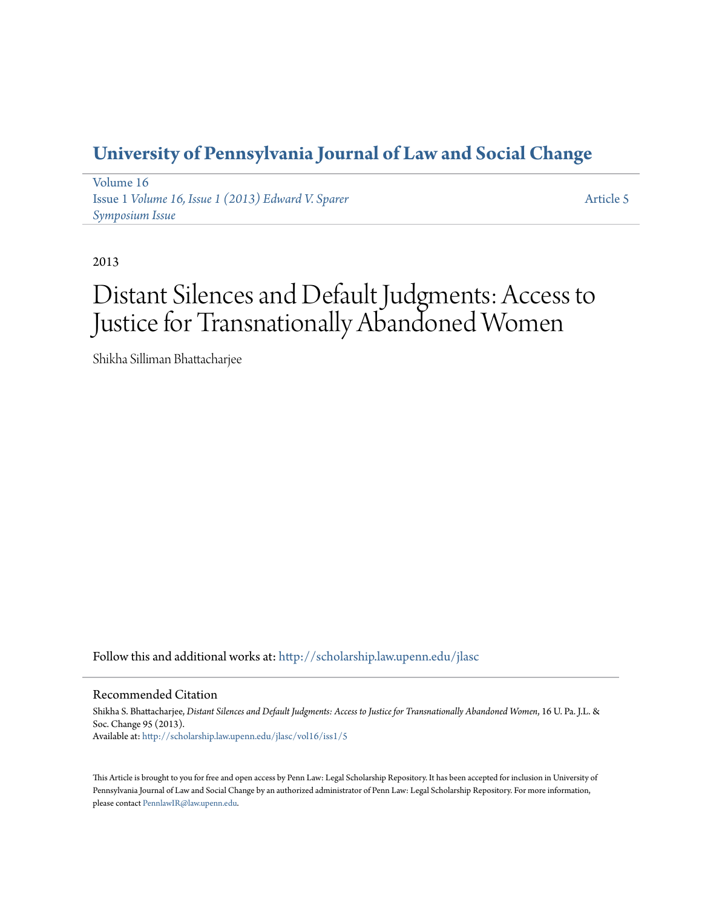# University of Pennsylvania Journal of Law and Social Change

Volume 16
Issue 1 *Volume 16, Issue 1 (2013) Edward V. Sparer Symposium Issue*

Article 5

2013

# Distant Silences and Default Judgments: Access to Justice for Transnationally Abandoned Women

Shikha Silliman Bhattacharjee

Follow this and additional works at: http://scholarship.law.upenn.edu/jlasc

## Recommended Citation

Shikha S. Bhattacharjee, *Distant Silences and Default Judgments: Access to Justice for Transnationally Abandoned Women*, 16 U. Pa. J.L. & Soc. Change 95 (2013).
Available at: http://scholarship.law.upenn.edu/jlasc/vol16/iss1/5

This Article is brought to you for free and open access by Penn Law: Legal Scholarship Repository. It has been accepted for inclusion in University of Pennsylvania Journal of Law and Social Change by an authorized administrator of Penn Law: Legal Scholarship Repository. For more information, please contact PennlawIR@law.upenn.edu.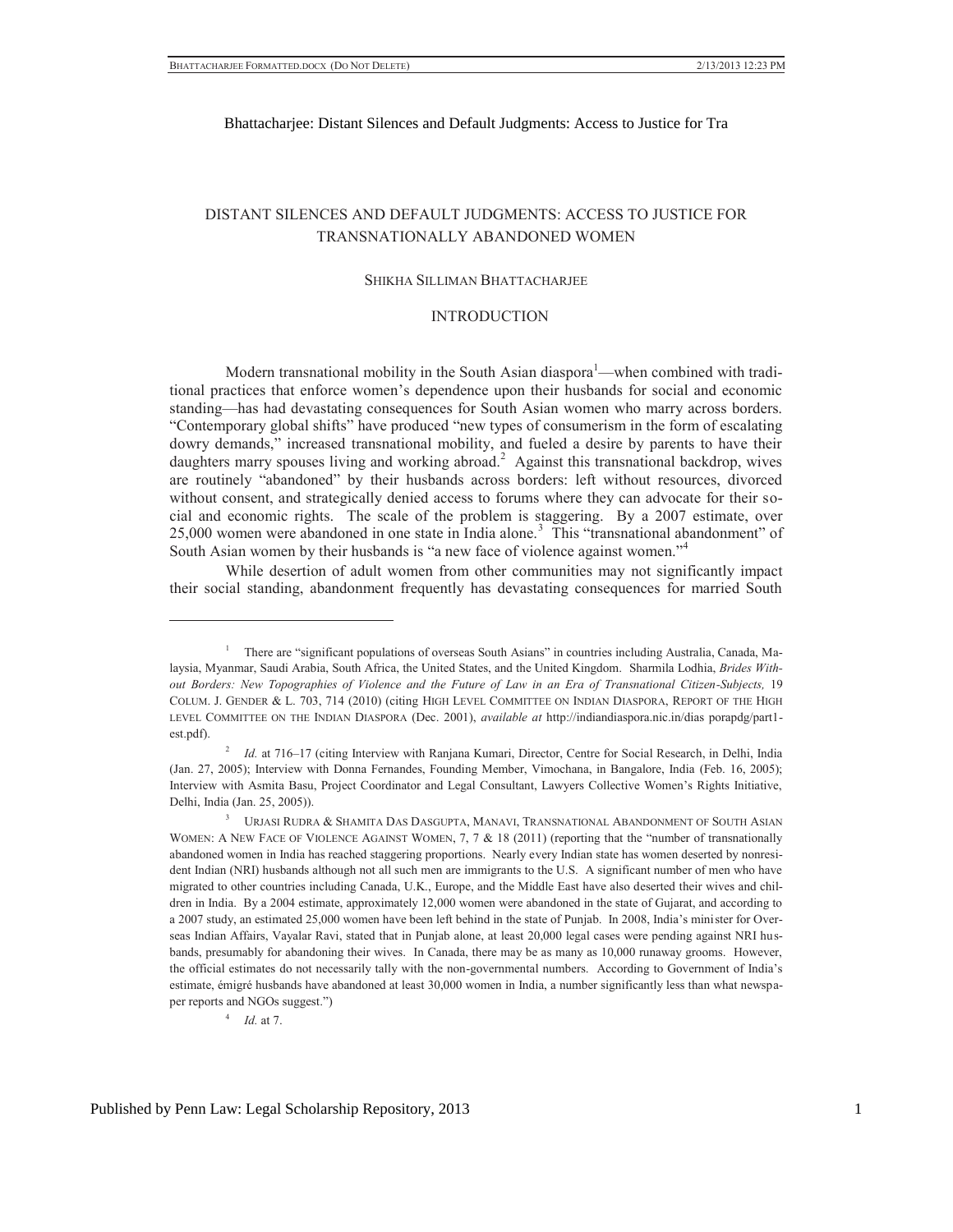Bhattacharjee: Distant Silences and Default Judgments: Access to Justice for Tra

# DISTANT SILENCES AND DEFAULT JUDGMENTS: ACCESS TO JUSTICE FOR TRANSNATIONALLY ABANDONED WOMEN

SHIKHA SILLIMAN BHATTACHARJEE

## INTRODUCTION

Modern transnational mobility in the South Asian diaspora[1]—when combined with traditional practices that enforce women's dependence upon their husbands for social and economic standing—has had devastating consequences for South Asian women who marry across borders. "Contemporary global shifts" have produced "new types of consumerism in the form of escalating dowry demands," increased transnational mobility, and fueled a desire by parents to have their daughters marry spouses living and working abroad.[2] Against this transnational backdrop, wives are routinely "abandoned" by their husbands across borders: left without resources, divorced without consent, and strategically denied access to forums where they can advocate for their social and economic rights. The scale of the problem is staggering. By a 2007 estimate, over 25,000 women were abandoned in one state in India alone.[3] This "transnational abandonment" of South Asian women by their husbands is "a new face of violence against women."[4]

While desertion of adult women from other communities may not significantly impact their social standing, abandonment frequently has devastating consequences for married South

---

[1] There are "significant populations of overseas South Asians" in countries including Australia, Canada, Malaysia, Myanmar, Saudi Arabia, South Africa, the United States, and the United Kingdom. Sharmila Lodhia, *Brides Without Borders: New Topographies of Violence and the Future of Law in an Era of Transnational Citizen-Subjects,* 19 COLUM. J. GENDER & L. 703, 714 (2010) (citing HIGH LEVEL COMMITTEE ON INDIAN DIASPORA, REPORT OF THE HIGH LEVEL COMMITTEE ON THE INDIAN DIASPORA (Dec. 2001), *available at* http://indiandiaspora.nic.in/dias porapdg/part1-est.pdf).

[2] *Id.* at 716–17 (citing Interview with Ranjana Kumari, Director, Centre for Social Research, in Delhi, India (Jan. 27, 2005); Interview with Donna Fernandes, Founding Member, Vimochana, in Bangalore, India (Feb. 16, 2005); Interview with Asmita Basu, Project Coordinator and Legal Consultant, Lawyers Collective Women's Rights Initiative, Delhi, India (Jan. 25, 2005)).

[3] URJASI RUDRA & SHAMITA DAS DASGUPTA, MANAVI, TRANSNATIONAL ABANDONMENT OF SOUTH ASIAN WOMEN: A NEW FACE OF VIOLENCE AGAINST WOMEN, 7, 7 & 18 (2011) (reporting that the "number of transnationally abandoned women in India has reached staggering proportions. Nearly every Indian state has women deserted by nonresident Indian (NRI) husbands although not all such men are immigrants to the U.S. A significant number of men who have migrated to other countries including Canada, U.K., Europe, and the Middle East have also deserted their wives and children in India. By a 2004 estimate, approximately 12,000 women were abandoned in the state of Gujarat, and according to a 2007 study, an estimated 25,000 women have been left behind in the state of Punjab. In 2008, India's minister for Overseas Indian Affairs, Vayalar Ravi, stated that in Punjab alone, at least 20,000 legal cases were pending against NRI husbands, presumably for abandoning their wives. In Canada, there may be as many as 10,000 runaway grooms. However, the official estimates do not necessarily tally with the non-governmental numbers. According to Government of India's estimate, émigré husbands have abandoned at least 30,000 women in India, a number significantly less than what newspaper reports and NGOs suggest.")

[4] *Id.* at 7.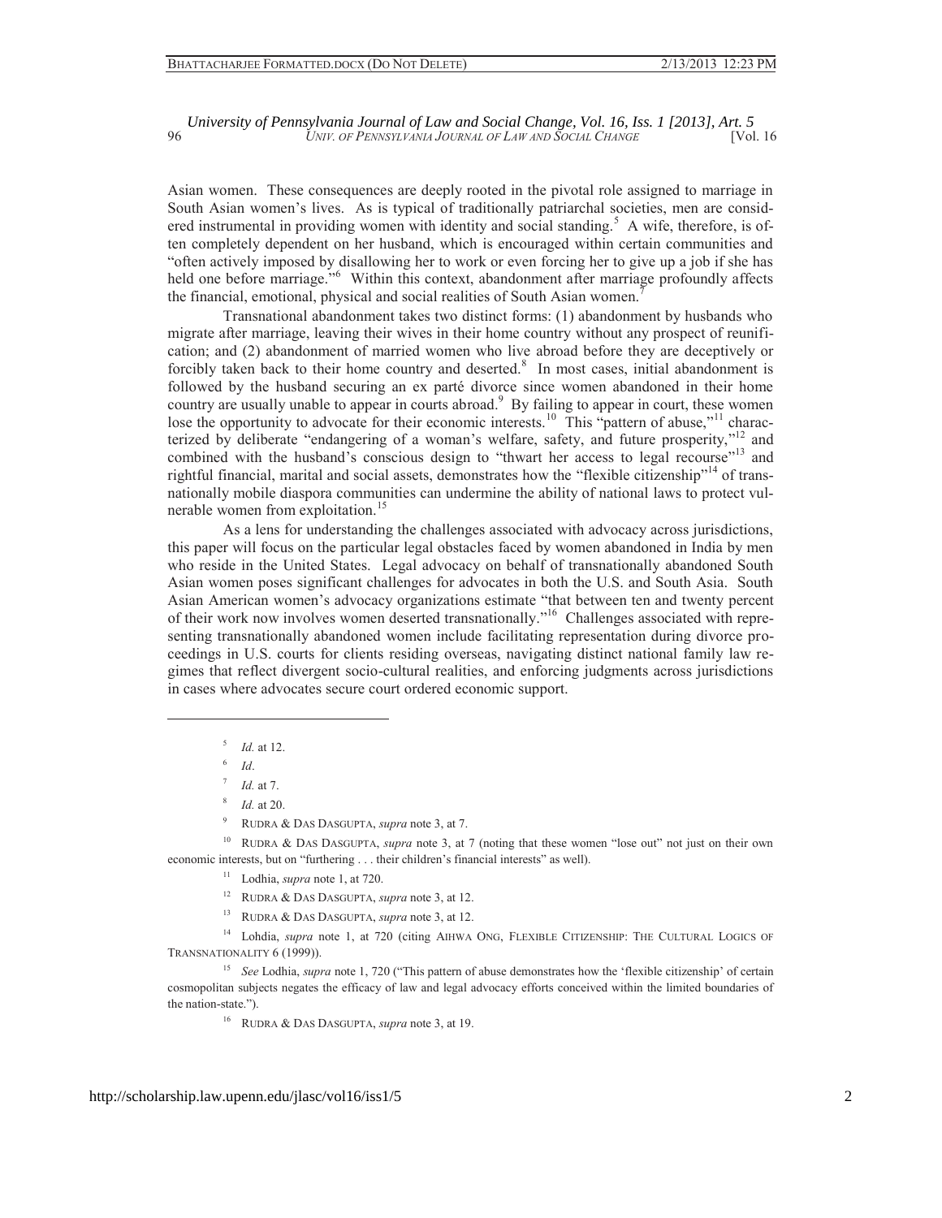Asian women. These consequences are deeply rooted in the pivotal role assigned to marriage in South Asian women's lives. As is typical of traditionally patriarchal societies, men are considered instrumental in providing women with identity and social standing.[5] A wife, therefore, is often completely dependent on her husband, which is encouraged within certain communities and "often actively imposed by disallowing her to work or even forcing her to give up a job if she has held one before marriage."[6] Within this context, abandonment after marriage profoundly affects the financial, emotional, physical and social realities of South Asian women.[7]

Transnational abandonment takes two distinct forms: (1) abandonment by husbands who migrate after marriage, leaving their wives in their home country without any prospect of reunification; and (2) abandonment of married women who live abroad before they are deceptively or forcibly taken back to their home country and deserted.[8] In most cases, initial abandonment is followed by the husband securing an ex parté divorce since women abandoned in their home country are usually unable to appear in courts abroad.[9] By failing to appear in court, these women lose the opportunity to advocate for their economic interests.[10] This "pattern of abuse,"[11] characterized by deliberate "endangering of a woman's welfare, safety, and future prosperity,"[12] and combined with the husband's conscious design to "thwart her access to legal recourse"[13] and rightful financial, marital and social assets, demonstrates how the "flexible citizenship"[14] of transnationally mobile diaspora communities can undermine the ability of national laws to protect vulnerable women from exploitation.[15]

As a lens for understanding the challenges associated with advocacy across jurisdictions, this paper will focus on the particular legal obstacles faced by women abandoned in India by men who reside in the United States. Legal advocacy on behalf of transnationally abandoned South Asian women poses significant challenges for advocates in both the U.S. and South Asia. South Asian American women's advocacy organizations estimate "that between ten and twenty percent of their work now involves women deserted transnationally."[16] Challenges associated with representing transnationally abandoned women include facilitating representation during divorce proceedings in U.S. courts for clients residing overseas, navigating distinct national family law regimes that reflect divergent socio-cultural realities, and enforcing judgments across jurisdictions in cases where advocates secure court ordered economic support.

---

[5] *Id.* at 12.

[6] *Id*.

[7] *Id.* at 7.

[8] *Id.* at 20.

[9] RUDRA & DAS DASGUPTA, *supra* note 3, at 7.

[10] RUDRA & DAS DASGUPTA, *supra* note 3, at 7 (noting that these women "lose out" not just on their own economic interests, but on "furthering . . . their children's financial interests" as well).

[11] Lodhia, *supra* note 1, at 720.

[12] RUDRA & DAS DASGUPTA, *supra* note 3, at 12.

[13] RUDRA & DAS DASGUPTA, *supra* note 3, at 12.

[14] Lohdia, *supra* note 1, at 720 (citing AIHWA ONG, FLEXIBLE CITIZENSHIP: THE CULTURAL LOGICS OF TRANSNATIONALITY 6 (1999)).

[15] *See* Lodhia, *supra* note 1, 720 ("This pattern of abuse demonstrates how the 'flexible citizenship' of certain cosmopolitan subjects negates the efficacy of law and legal advocacy efforts conceived within the limited boundaries of the nation-state.").

[16] RUDRA & DAS DASGUPTA, *supra* note 3, at 19.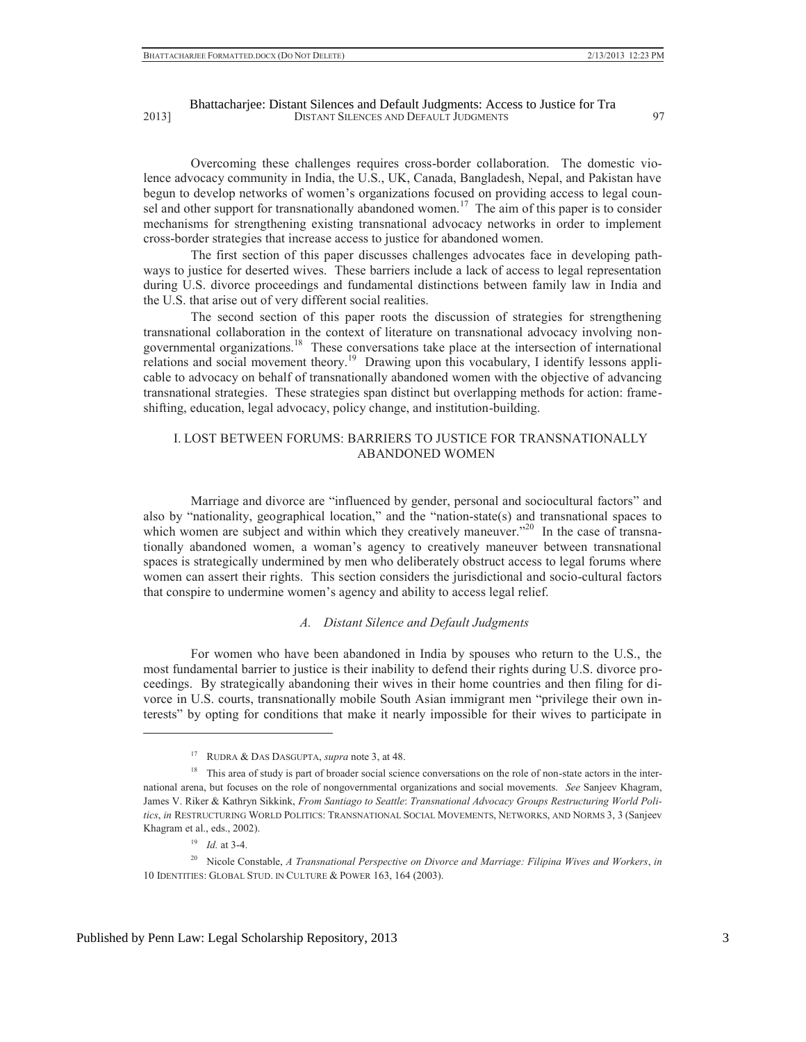Overcoming these challenges requires cross-border collaboration. The domestic violence advocacy community in India, the U.S., UK, Canada, Bangladesh, Nepal, and Pakistan have begun to develop networks of women's organizations focused on providing access to legal counsel and other support for transnationally abandoned women.[17] The aim of this paper is to consider mechanisms for strengthening existing transnational advocacy networks in order to implement cross-border strategies that increase access to justice for abandoned women.

The first section of this paper discusses challenges advocates face in developing pathways to justice for deserted wives. These barriers include a lack of access to legal representation during U.S. divorce proceedings and fundamental distinctions between family law in India and the U.S. that arise out of very different social realities.

The second section of this paper roots the discussion of strategies for strengthening transnational collaboration in the context of literature on transnational advocacy involving nongovernmental organizations.[18] These conversations take place at the intersection of international relations and social movement theory.[19] Drawing upon this vocabulary, I identify lessons applicable to advocacy on behalf of transnationally abandoned women with the objective of advancing transnational strategies. These strategies span distinct but overlapping methods for action: frame-shifting, education, legal advocacy, policy change, and institution-building.

## I. LOST BETWEEN FORUMS: BARRIERS TO JUSTICE FOR TRANSNATIONALLY ABANDONED WOMEN

Marriage and divorce are "influenced by gender, personal and sociocultural factors" and also by "nationality, geographical location," and the "nation-state(s) and transnational spaces to which women are subject and within which they creatively maneuver."[20] In the case of transnationally abandoned women, a woman's agency to creatively maneuver between transnational spaces is strategically undermined by men who deliberately obstruct access to legal forums where women can assert their rights. This section considers the jurisdictional and socio-cultural factors that conspire to undermine women's agency and ability to access legal relief.

### *A. Distant Silence and Default Judgments*

For women who have been abandoned in India by spouses who return to the U.S., the most fundamental barrier to justice is their inability to defend their rights during U.S. divorce proceedings. By strategically abandoning their wives in their home countries and then filing for divorce in U.S. courts, transnationally mobile South Asian immigrant men "privilege their own interests" by opting for conditions that make it nearly impossible for their wives to participate in

---

[17] RUDRA & DAS DASGUPTA, *supra* note 3, at 48.

[18] This area of study is part of broader social science conversations on the role of non-state actors in the international arena, but focuses on the role of nongovernmental organizations and social movements. *See* Sanjeev Khagram, James V. Riker & Kathryn Sikkink, *From Santiago to Seattle*: *Transnational Advocacy Groups Restructuring World Politics*, *in* RESTRUCTURING WORLD POLITICS: TRANSNATIONAL SOCIAL MOVEMENTS, NETWORKS, AND NORMS 3, 3 (Sanjeev Khagram et al., eds., 2002).

[19] *Id.* at 3-4.

[20] Nicole Constable, *A Transnational Perspective on Divorce and Marriage: Filipina Wives and Workers*, *in* 10 IDENTITIES: GLOBAL STUD. IN CULTURE & POWER 163, 164 (2003).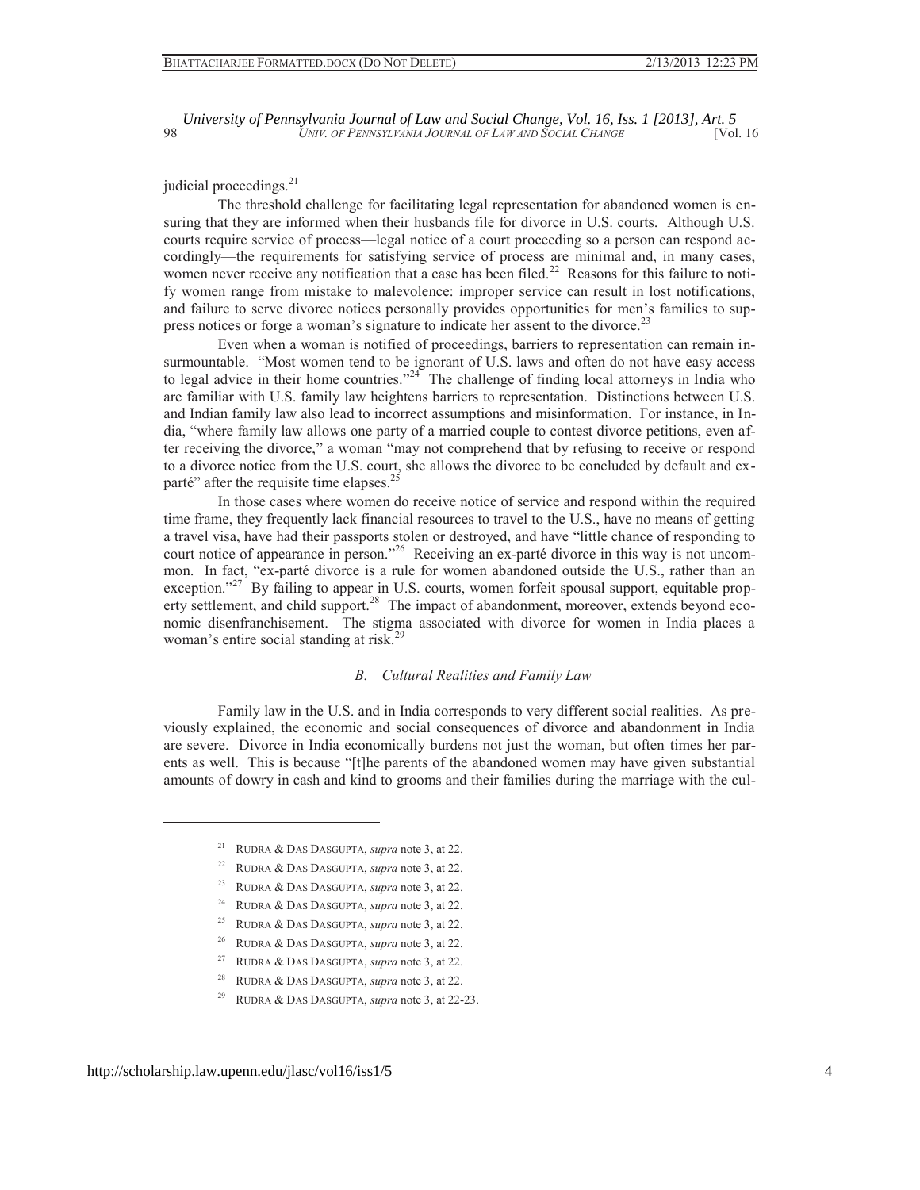judicial proceedings.[21]

The threshold challenge for facilitating legal representation for abandoned women is ensuring that they are informed when their husbands file for divorce in U.S. courts. Although U.S. courts require service of process—legal notice of a court proceeding so a person can respond accordingly—the requirements for satisfying service of process are minimal and, in many cases, women never receive any notification that a case has been filed.[22] Reasons for this failure to notify women range from mistake to malevolence: improper service can result in lost notifications, and failure to serve divorce notices personally provides opportunities for men's families to suppress notices or forge a woman's signature to indicate her assent to the divorce.[23]

Even when a woman is notified of proceedings, barriers to representation can remain insurmountable. "Most women tend to be ignorant of U.S. laws and often do not have easy access to legal advice in their home countries."[24] The challenge of finding local attorneys in India who are familiar with U.S. family law heightens barriers to representation. Distinctions between U.S. and Indian family law also lead to incorrect assumptions and misinformation. For instance, in India, "where family law allows one party of a married couple to contest divorce petitions, even after receiving the divorce," a woman "may not comprehend that by refusing to receive or respond to a divorce notice from the U.S. court, she allows the divorce to be concluded by default and ex-parté" after the requisite time elapses.[25]

In those cases where women do receive notice of service and respond within the required time frame, they frequently lack financial resources to travel to the U.S., have no means of getting a travel visa, have had their passports stolen or destroyed, and have "little chance of responding to court notice of appearance in person."[26] Receiving an ex-parté divorce in this way is not uncommon. In fact, "ex-parté divorce is a rule for women abandoned outside the U.S., rather than an exception."[27] By failing to appear in U.S. courts, women forfeit spousal support, equitable property settlement, and child support.[28] The impact of abandonment, moreover, extends beyond economic disenfranchisement. The stigma associated with divorce for women in India places a woman's entire social standing at risk.[29]

### *B. Cultural Realities and Family Law*

Family law in the U.S. and in India corresponds to very different social realities. As previously explained, the economic and social consequences of divorce and abandonment in India are severe. Divorce in India economically burdens not just the woman, but often times her parents as well. This is because "[t]he parents of the abandoned women may have given substantial amounts of dowry in cash and kind to grooms and their families during the marriage with the cul-

---

[21] RUDRA & DAS DASGUPTA, *supra* note 3, at 22.

[22] RUDRA & DAS DASGUPTA, *supra* note 3, at 22.

[23] RUDRA & DAS DASGUPTA, *supra* note 3, at 22.

[24] RUDRA & DAS DASGUPTA, *supra* note 3, at 22.

[25] RUDRA & DAS DASGUPTA, *supra* note 3, at 22.

[26] RUDRA & DAS DASGUPTA, *supra* note 3, at 22.

[27] RUDRA & DAS DASGUPTA, *supra* note 3, at 22.

[28] RUDRA & DAS DASGUPTA, *supra* note 3, at 22.

[29] RUDRA & DAS DASGUPTA, *supra* note 3, at 22-23.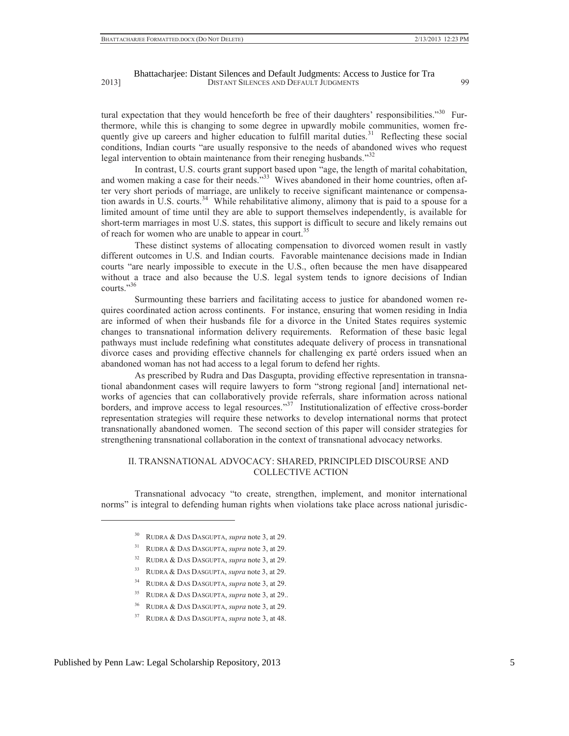tural expectation that they would henceforth be free of their daughters' responsibilities."[30] Furthermore, while this is changing to some degree in upwardly mobile communities, women frequently give up careers and higher education to fulfill marital duties.[31] Reflecting these social conditions, Indian courts "are usually responsive to the needs of abandoned wives who request legal intervention to obtain maintenance from their reneging husbands."[32]

In contrast, U.S. courts grant support based upon "age, the length of marital cohabitation, and women making a case for their needs."[33] Wives abandoned in their home countries, often after very short periods of marriage, are unlikely to receive significant maintenance or compensation awards in U.S. courts.[34] While rehabilitative alimony, alimony that is paid to a spouse for a limited amount of time until they are able to support themselves independently, is available for short-term marriages in most U.S. states, this support is difficult to secure and likely remains out of reach for women who are unable to appear in court.[35]

These distinct systems of allocating compensation to divorced women result in vastly different outcomes in U.S. and Indian courts. Favorable maintenance decisions made in Indian courts "are nearly impossible to execute in the U.S., often because the men have disappeared without a trace and also because the U.S. legal system tends to ignore decisions of Indian courts."[36]

Surmounting these barriers and facilitating access to justice for abandoned women requires coordinated action across continents. For instance, ensuring that women residing in India are informed of when their husbands file for a divorce in the United States requires systemic changes to transnational information delivery requirements. Reformation of these basic legal pathways must include redefining what constitutes adequate delivery of process in transnational divorce cases and providing effective channels for challenging ex parté orders issued when an abandoned woman has not had access to a legal forum to defend her rights.

As prescribed by Rudra and Das Dasgupta, providing effective representation in transnational abandonment cases will require lawyers to form "strong regional [and] international networks of agencies that can collaboratively provide referrals, share information across national borders, and improve access to legal resources."[37] Institutionalization of effective cross-border representation strategies will require these networks to develop international norms that protect transnationally abandoned women. The second section of this paper will consider strategies for strengthening transnational collaboration in the context of transnational advocacy networks.

## II. TRANSNATIONAL ADVOCACY: SHARED, PRINCIPLED DISCOURSE AND COLLECTIVE ACTION

Transnational advocacy "to create, strengthen, implement, and monitor international norms" is integral to defending human rights when violations take place across national jurisdic-

---

[30] RUDRA & DAS DASGUPTA, *supra* note 3, at 29.

[31] RUDRA & DAS DASGUPTA, *supra* note 3, at 29.

[32] RUDRA & DAS DASGUPTA, *supra* note 3, at 29.

[33] RUDRA & DAS DASGUPTA, *supra* note 3, at 29.

[34] RUDRA & DAS DASGUPTA, *supra* note 3, at 29.

[35] RUDRA & DAS DASGUPTA, *supra* note 3, at 29..

[36] RUDRA & DAS DASGUPTA, *supra* note 3, at 29.

[37] RUDRA & DAS DASGUPTA, *supra* note 3, at 48.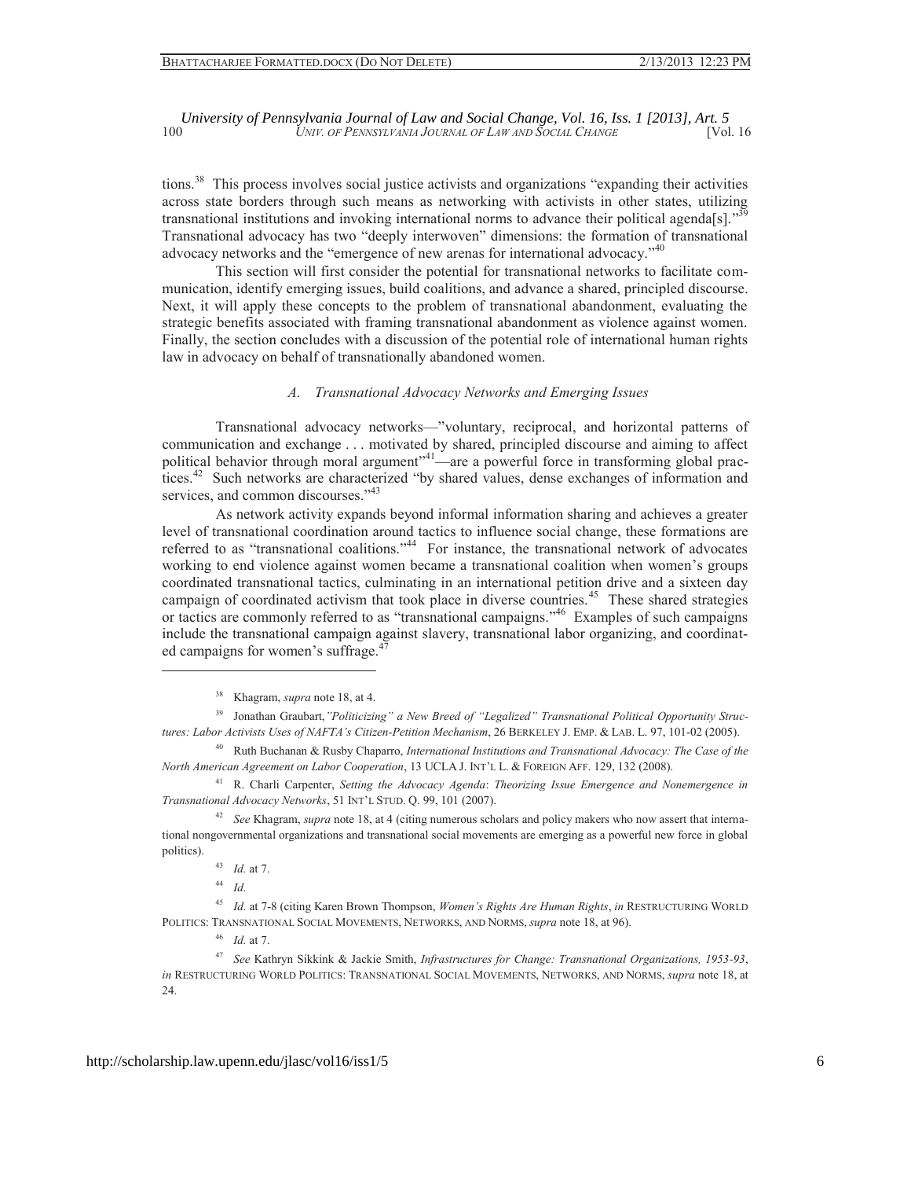tions.[38] This process involves social justice activists and organizations "expanding their activities across state borders through such means as networking with activists in other states, utilizing transnational institutions and invoking international norms to advance their political agenda[s]."[39] Transnational advocacy has two "deeply interwoven" dimensions: the formation of transnational advocacy networks and the "emergence of new arenas for international advocacy."[40]

This section will first consider the potential for transnational networks to facilitate communication, identify emerging issues, build coalitions, and advance a shared, principled discourse. Next, it will apply these concepts to the problem of transnational abandonment, evaluating the strategic benefits associated with framing transnational abandonment as violence against women. Finally, the section concludes with a discussion of the potential role of international human rights law in advocacy on behalf of transnationally abandoned women.

### *A. Transnational Advocacy Networks and Emerging Issues*

Transnational advocacy networks—"voluntary, reciprocal, and horizontal patterns of communication and exchange . . . motivated by shared, principled discourse and aiming to affect political behavior through moral argument"[41]—are a powerful force in transforming global practices.[42] Such networks are characterized "by shared values, dense exchanges of information and services, and common discourses."[43]

As network activity expands beyond informal information sharing and achieves a greater level of transnational coordination around tactics to influence social change, these formations are referred to as "transnational coalitions."[44] For instance, the transnational network of advocates working to end violence against women became a transnational coalition when women's groups coordinated transnational tactics, culminating in an international petition drive and a sixteen day campaign of coordinated activism that took place in diverse countries.[45] These shared strategies or tactics are commonly referred to as "transnational campaigns."[46] Examples of such campaigns include the transnational campaign against slavery, transnational labor organizing, and coordinated campaigns for women's suffrage.[47]

---

[38] Khagram, *supra* note 18, at 4.

[39] Jonathan Graubart, *"Politicizing" a New Breed of "Legalized" Transnational Political Opportunity Structures: Labor Activists Uses of NAFTA's Citizen-Petition Mechanism*, 26 BERKELEY J. EMP. & LAB. L. 97, 101-02 (2005).

[40] Ruth Buchanan & Rusby Chaparro, *International Institutions and Transnational Advocacy: The Case of the North American Agreement on Labor Cooperation*, 13 UCLA J. INT'L L. & FOREIGN AFF. 129, 132 (2008).

[41] R. Charli Carpenter, *Setting the Advocacy Agenda*: *Theorizing Issue Emergence and Nonemergence in Transnational Advocacy Networks*, 51 INT'L STUD. Q. 99, 101 (2007).

[42] *See* Khagram, *supra* note 18, at 4 (citing numerous scholars and policy makers who now assert that international nongovernmental organizations and transnational social movements are emerging as a powerful new force in global politics).

[43] *Id.* at 7.

[44] *Id.*

[45] *Id.* at 7-8 (citing Karen Brown Thompson, *Women's Rights Are Human Rights*, *in* RESTRUCTURING WORLD POLITICS: TRANSNATIONAL SOCIAL MOVEMENTS, NETWORKS, AND NORMS, *supra* note 18, at 96).

[46] *Id.* at 7.

[47] *See* Kathryn Sikkink & Jackie Smith, *Infrastructures for Change: Transnational Organizations, 1953-93*, *in* RESTRUCTURING WORLD POLITICS: TRANSNATIONAL SOCIAL MOVEMENTS, NETWORKS, AND NORMS, *supra* note 18, at 24.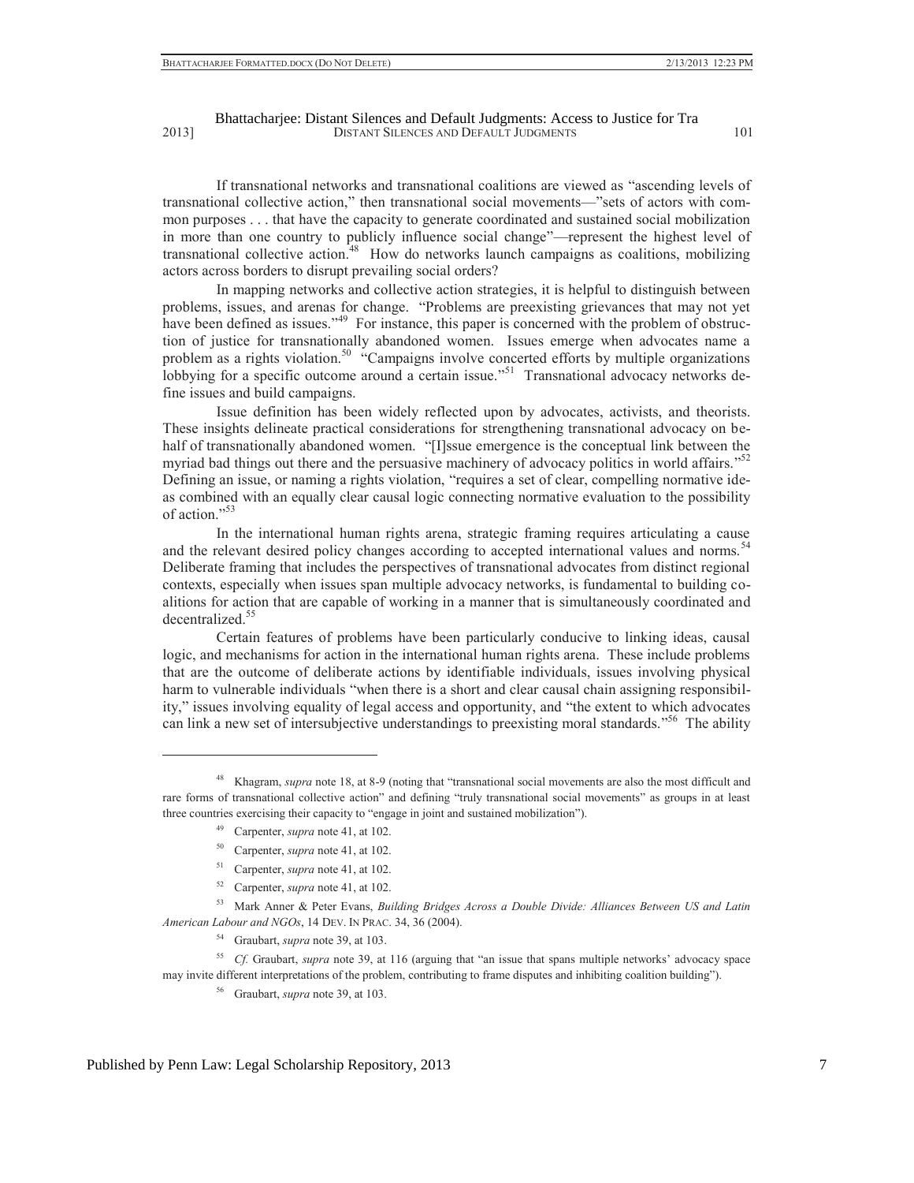If transnational networks and transnational coalitions are viewed as "ascending levels of transnational collective action," then transnational social movements—"sets of actors with common purposes . . . that have the capacity to generate coordinated and sustained social mobilization in more than one country to publicly influence social change"—represent the highest level of transnational collective action.[48] How do networks launch campaigns as coalitions, mobilizing actors across borders to disrupt prevailing social orders?

In mapping networks and collective action strategies, it is helpful to distinguish between problems, issues, and arenas for change. "Problems are preexisting grievances that may not yet have been defined as issues."[49] For instance, this paper is concerned with the problem of obstruction of justice for transnationally abandoned women. Issues emerge when advocates name a problem as a rights violation.[50] "Campaigns involve concerted efforts by multiple organizations lobbying for a specific outcome around a certain issue."[51] Transnational advocacy networks define issues and build campaigns.

Issue definition has been widely reflected upon by advocates, activists, and theorists. These insights delineate practical considerations for strengthening transnational advocacy on behalf of transnationally abandoned women. "[I]ssue emergence is the conceptual link between the myriad bad things out there and the persuasive machinery of advocacy politics in world affairs."[52] Defining an issue, or naming a rights violation, "requires a set of clear, compelling normative ideas combined with an equally clear causal logic connecting normative evaluation to the possibility of action."[53]

In the international human rights arena, strategic framing requires articulating a cause and the relevant desired policy changes according to accepted international values and norms.[54] Deliberate framing that includes the perspectives of transnational advocates from distinct regional contexts, especially when issues span multiple advocacy networks, is fundamental to building coalitions for action that are capable of working in a manner that is simultaneously coordinated and decentralized.[55]

Certain features of problems have been particularly conducive to linking ideas, causal logic, and mechanisms for action in the international human rights arena. These include problems that are the outcome of deliberate actions by identifiable individuals, issues involving physical harm to vulnerable individuals "when there is a short and clear causal chain assigning responsibility," issues involving equality of legal access and opportunity, and "the extent to which advocates can link a new set of intersubjective understandings to preexisting moral standards."[56] The ability

---

[48] Khagram, *supra* note 18, at 8-9 (noting that "transnational social movements are also the most difficult and rare forms of transnational collective action" and defining "truly transnational social movements" as groups in at least three countries exercising their capacity to "engage in joint and sustained mobilization").

[49] Carpenter, *supra* note 41, at 102.

[50] Carpenter, *supra* note 41, at 102.

[51] Carpenter, *supra* note 41, at 102.

[52] Carpenter, *supra* note 41, at 102.

[53] Mark Anner & Peter Evans, *Building Bridges Across a Double Divide: Alliances Between US and Latin American Labour and NGOs*, 14 DEV. IN PRAC. 34, 36 (2004).

[54] Graubart, *supra* note 39, at 103.

[55] *Cf.* Graubart, *supra* note 39, at 116 (arguing that "an issue that spans multiple networks' advocacy space may invite different interpretations of the problem, contributing to frame disputes and inhibiting coalition building").

[56] Graubart, *supra* note 39, at 103.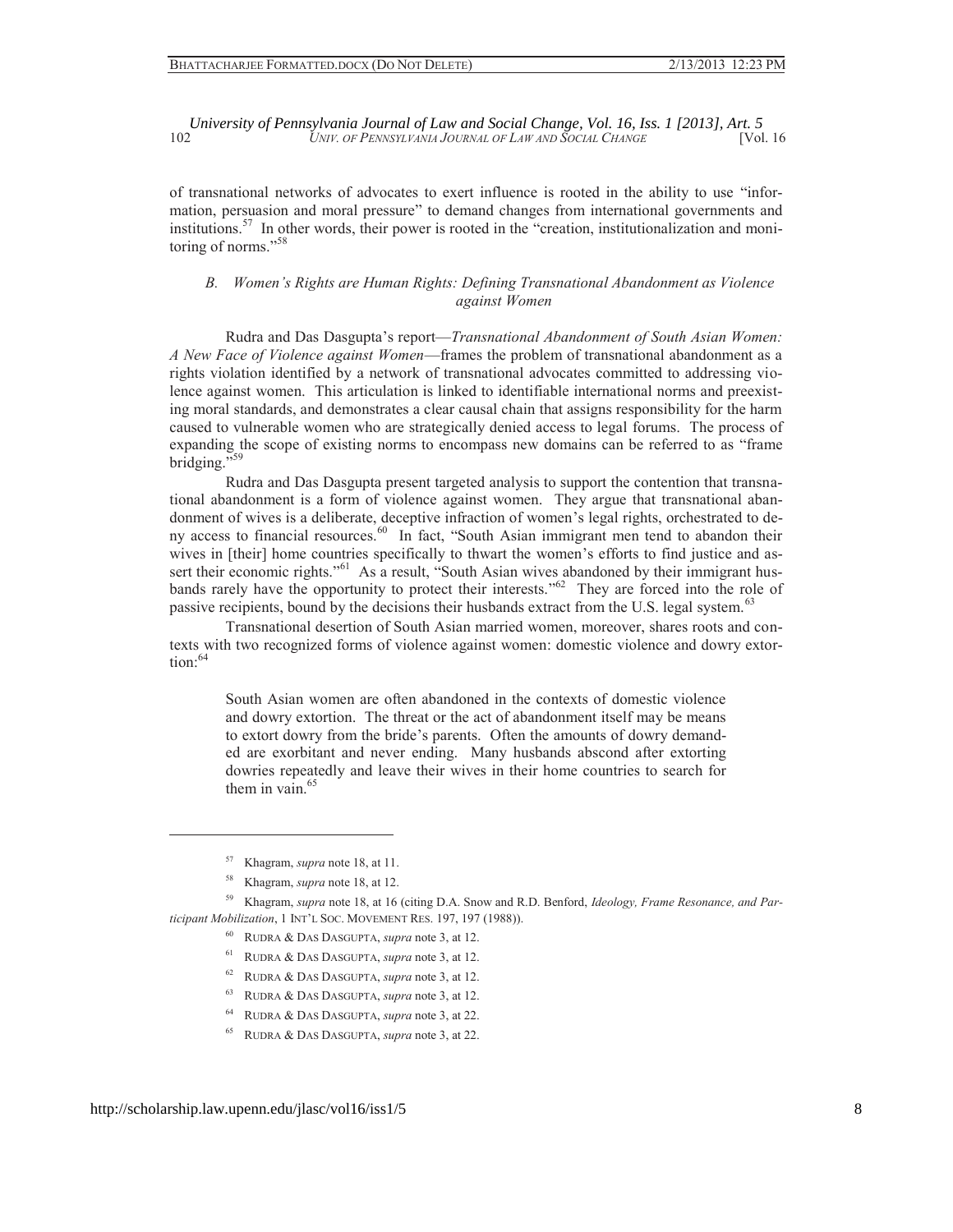of transnational networks of advocates to exert influence is rooted in the ability to use "information, persuasion and moral pressure" to demand changes from international governments and institutions.[57] In other words, their power is rooted in the "creation, institutionalization and monitoring of norms."[58]

### *B. Women's Rights are Human Rights: Defining Transnational Abandonment as Violence against Women*

Rudra and Das Dasgupta's report—*Transnational Abandonment of South Asian Women: A New Face of Violence against Women*—frames the problem of transnational abandonment as a rights violation identified by a network of transnational advocates committed to addressing violence against women. This articulation is linked to identifiable international norms and preexisting moral standards, and demonstrates a clear causal chain that assigns responsibility for the harm caused to vulnerable women who are strategically denied access to legal forums. The process of expanding the scope of existing norms to encompass new domains can be referred to as "frame bridging."[59]

Rudra and Das Dasgupta present targeted analysis to support the contention that transnational abandonment is a form of violence against women. They argue that transnational abandonment of wives is a deliberate, deceptive infraction of women's legal rights, orchestrated to deny access to financial resources.[60] In fact, "South Asian immigrant men tend to abandon their wives in [their] home countries specifically to thwart the women's efforts to find justice and assert their economic rights."[61] As a result, "South Asian wives abandoned by their immigrant husbands rarely have the opportunity to protect their interests."[62] They are forced into the role of passive recipients, bound by the decisions their husbands extract from the U.S. legal system.[63]

Transnational desertion of South Asian married women, moreover, shares roots and contexts with two recognized forms of violence against women: domestic violence and dowry extortion:[64]

> South Asian women are often abandoned in the contexts of domestic violence and dowry extortion. The threat or the act of abandonment itself may be means to extort dowry from the bride's parents. Often the amounts of dowry demanded are exorbitant and never ending. Many husbands abscond after extorting dowries repeatedly and leave their wives in their home countries to search for them in vain.[65]

---

[57] Khagram, *supra* note 18, at 11.

[58] Khagram, *supra* note 18, at 12.

[59] Khagram, *supra* note 18, at 16 (citing D.A. Snow and R.D. Benford, *Ideology, Frame Resonance, and Participant Mobilization*, 1 INT'L SOC. MOVEMENT RES. 197, 197 (1988)).

[60] RUDRA & DAS DASGUPTA, *supra* note 3, at 12.

[61] RUDRA & DAS DASGUPTA, *supra* note 3, at 12.

[62] RUDRA & DAS DASGUPTA, *supra* note 3, at 12.

[63] RUDRA & DAS DASGUPTA, *supra* note 3, at 12.

[64] RUDRA & DAS DASGUPTA, *supra* note 3, at 22.

[65] RUDRA & DAS DASGUPTA, *supra* note 3, at 22.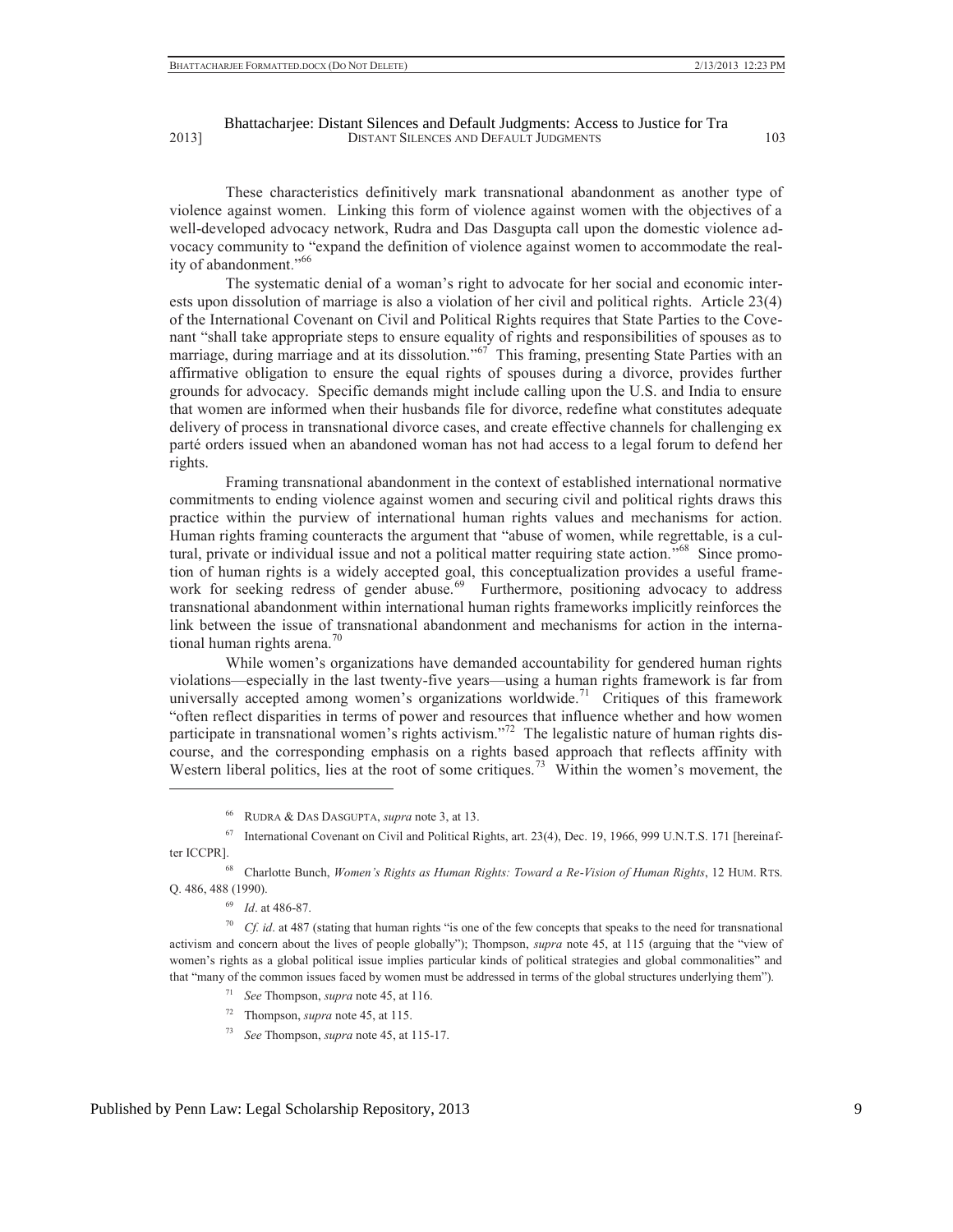These characteristics definitively mark transnational abandonment as another type of violence against women. Linking this form of violence against women with the objectives of a well-developed advocacy network, Rudra and Das Dasgupta call upon the domestic violence advocacy community to "expand the definition of violence against women to accommodate the reality of abandonment."[66]

The systematic denial of a woman's right to advocate for her social and economic interests upon dissolution of marriage is also a violation of her civil and political rights. Article 23(4) of the International Covenant on Civil and Political Rights requires that State Parties to the Covenant "shall take appropriate steps to ensure equality of rights and responsibilities of spouses as to marriage, during marriage and at its dissolution."[67] This framing, presenting State Parties with an affirmative obligation to ensure the equal rights of spouses during a divorce, provides further grounds for advocacy. Specific demands might include calling upon the U.S. and India to ensure that women are informed when their husbands file for divorce, redefine what constitutes adequate delivery of process in transnational divorce cases, and create effective channels for challenging ex parté orders issued when an abandoned woman has not had access to a legal forum to defend her rights.

Framing transnational abandonment in the context of established international normative commitments to ending violence against women and securing civil and political rights draws this practice within the purview of international human rights values and mechanisms for action. Human rights framing counteracts the argument that "abuse of women, while regrettable, is a cultural, private or individual issue and not a political matter requiring state action."[68] Since promotion of human rights is a widely accepted goal, this conceptualization provides a useful framework for seeking redress of gender abuse.[69] Furthermore, positioning advocacy to address transnational abandonment within international human rights frameworks implicitly reinforces the link between the issue of transnational abandonment and mechanisms for action in the international human rights arena.[70]

While women's organizations have demanded accountability for gendered human rights violations—especially in the last twenty-five years—using a human rights framework is far from universally accepted among women's organizations worldwide.[71] Critiques of this framework "often reflect disparities in terms of power and resources that influence whether and how women participate in transnational women's rights activism."[72] The legalistic nature of human rights discourse, and the corresponding emphasis on a rights based approach that reflects affinity with Western liberal politics, lies at the root of some critiques.[73] Within the women's movement, the

---

[66] RUDRA & DAS DASGUPTA, *supra* note 3, at 13.

[67] International Covenant on Civil and Political Rights, art. 23(4), Dec. 19, 1966, 999 U.N.T.S. 171 [hereinafter ICCPR].

[68] Charlotte Bunch, *Women's Rights as Human Rights: Toward a Re-Vision of Human Rights*, 12 HUM. RTS. Q. 486, 488 (1990).

[69] *Id*. at 486-87.

[70] *Cf. id*. at 487 (stating that human rights "is one of the few concepts that speaks to the need for transnational activism and concern about the lives of people globally"); Thompson, *supra* note 45, at 115 (arguing that the "view of women's rights as a global political issue implies particular kinds of political strategies and global commonalities" and that "many of the common issues faced by women must be addressed in terms of the global structures underlying them").

[71] *See* Thompson, *supra* note 45, at 116.

[72] Thompson, *supra* note 45, at 115.

[73] *See* Thompson, *supra* note 45, at 115-17.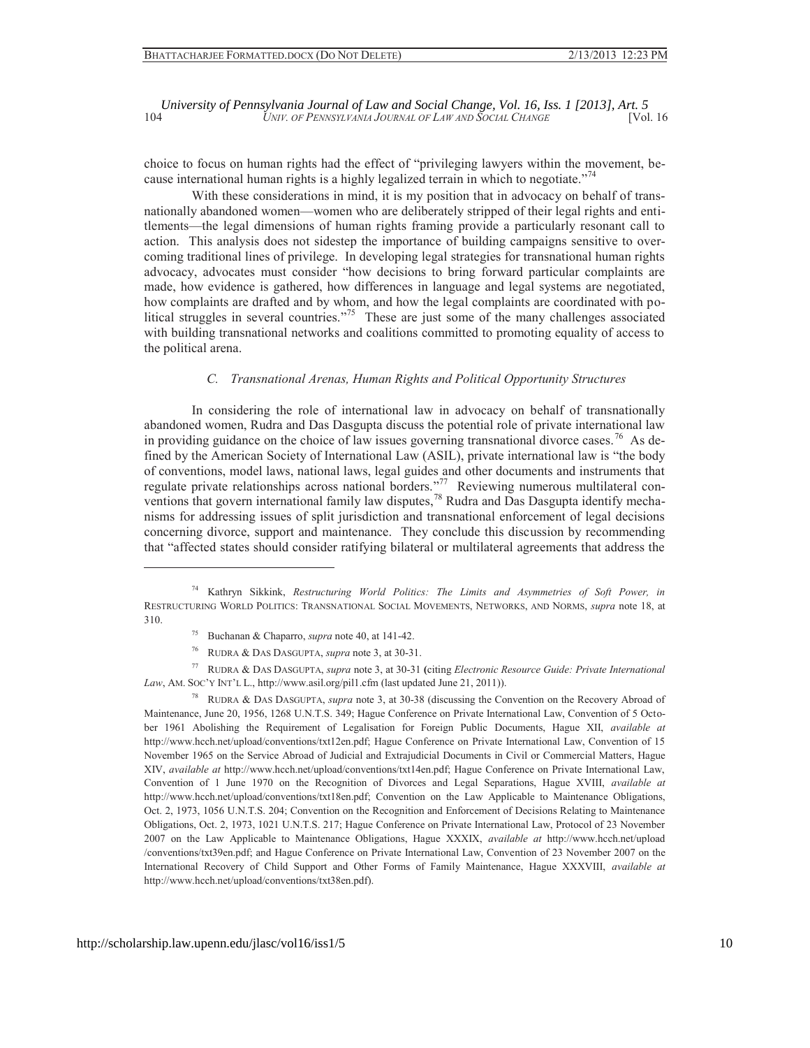choice to focus on human rights had the effect of "privileging lawyers within the movement, because international human rights is a highly legalized terrain in which to negotiate."[74]

With these considerations in mind, it is my position that in advocacy on behalf of transnationally abandoned women—women who are deliberately stripped of their legal rights and entitlements—the legal dimensions of human rights framing provide a particularly resonant call to action. This analysis does not sidestep the importance of building campaigns sensitive to overcoming traditional lines of privilege. In developing legal strategies for transnational human rights advocacy, advocates must consider "how decisions to bring forward particular complaints are made, how evidence is gathered, how differences in language and legal systems are negotiated, how complaints are drafted and by whom, and how the legal complaints are coordinated with political struggles in several countries."[75] These are just some of the many challenges associated with building transnational networks and coalitions committed to promoting equality of access to the political arena.

### *C. Transnational Arenas, Human Rights and Political Opportunity Structures*

In considering the role of international law in advocacy on behalf of transnationally abandoned women, Rudra and Das Dasgupta discuss the potential role of private international law in providing guidance on the choice of law issues governing transnational divorce cases.[76] As defined by the American Society of International Law (ASIL), private international law is "the body of conventions, model laws, national laws, legal guides and other documents and instruments that regulate private relationships across national borders."[77] Reviewing numerous multilateral conventions that govern international family law disputes,[78] Rudra and Das Dasgupta identify mechanisms for addressing issues of split jurisdiction and transnational enforcement of legal decisions concerning divorce, support and maintenance. They conclude this discussion by recommending that "affected states should consider ratifying bilateral or multilateral agreements that address the

---

[74] Kathryn Sikkink, *Restructuring World Politics: The Limits and Asymmetries of Soft Power, in* RESTRUCTURING WORLD POLITICS: TRANSNATIONAL SOCIAL MOVEMENTS, NETWORKS, AND NORMS, *supra* note 18, at 310.

[75] Buchanan & Chaparro, *supra* note 40, at 141-42.

[76] RUDRA & DAS DASGUPTA, *supra* note 3, at 30-31.

[77] RUDRA & DAS DASGUPTA, *supra* note 3, at 30-31 (citing *Electronic Resource Guide: Private International Law*, AM. SOC'Y INT'L L., http://www.asil.org/pil1.cfm (last updated June 21, 2011)).

[78] RUDRA & DAS DASGUPTA, *supra* note 3, at 30-38 (discussing the Convention on the Recovery Abroad of Maintenance, June 20, 1956, 1268 U.N.T.S. 349; Hague Conference on Private International Law, Convention of 5 October 1961 Abolishing the Requirement of Legalisation for Foreign Public Documents, Hague XII, *available at* http://www.hcch.net/upload/conventions/txt12en.pdf; Hague Conference on Private International Law, Convention of 15 November 1965 on the Service Abroad of Judicial and Extrajudicial Documents in Civil or Commercial Matters, Hague XIV, *available at* http://www.hcch.net/upload/conventions/txt14en.pdf; Hague Conference on Private International Law, Convention of 1 June 1970 on the Recognition of Divorces and Legal Separations, Hague XVIII, *available at* http://www.hcch.net/upload/conventions/txt18en.pdf; Convention on the Law Applicable to Maintenance Obligations, Oct. 2, 1973, 1056 U.N.T.S. 204; Convention on the Recognition and Enforcement of Decisions Relating to Maintenance Obligations, Oct. 2, 1973, 1021 U.N.T.S. 217; Hague Conference on Private International Law, Protocol of 23 November 2007 on the Law Applicable to Maintenance Obligations, Hague XXXIX, *available at* http://www.hcch.net/upload/conventions/txt39en.pdf; and Hague Conference on Private International Law, Convention of 23 November 2007 on the International Recovery of Child Support and Other Forms of Family Maintenance, Hague XXXVIII, *available at* http://www.hcch.net/upload/conventions/txt38en.pdf).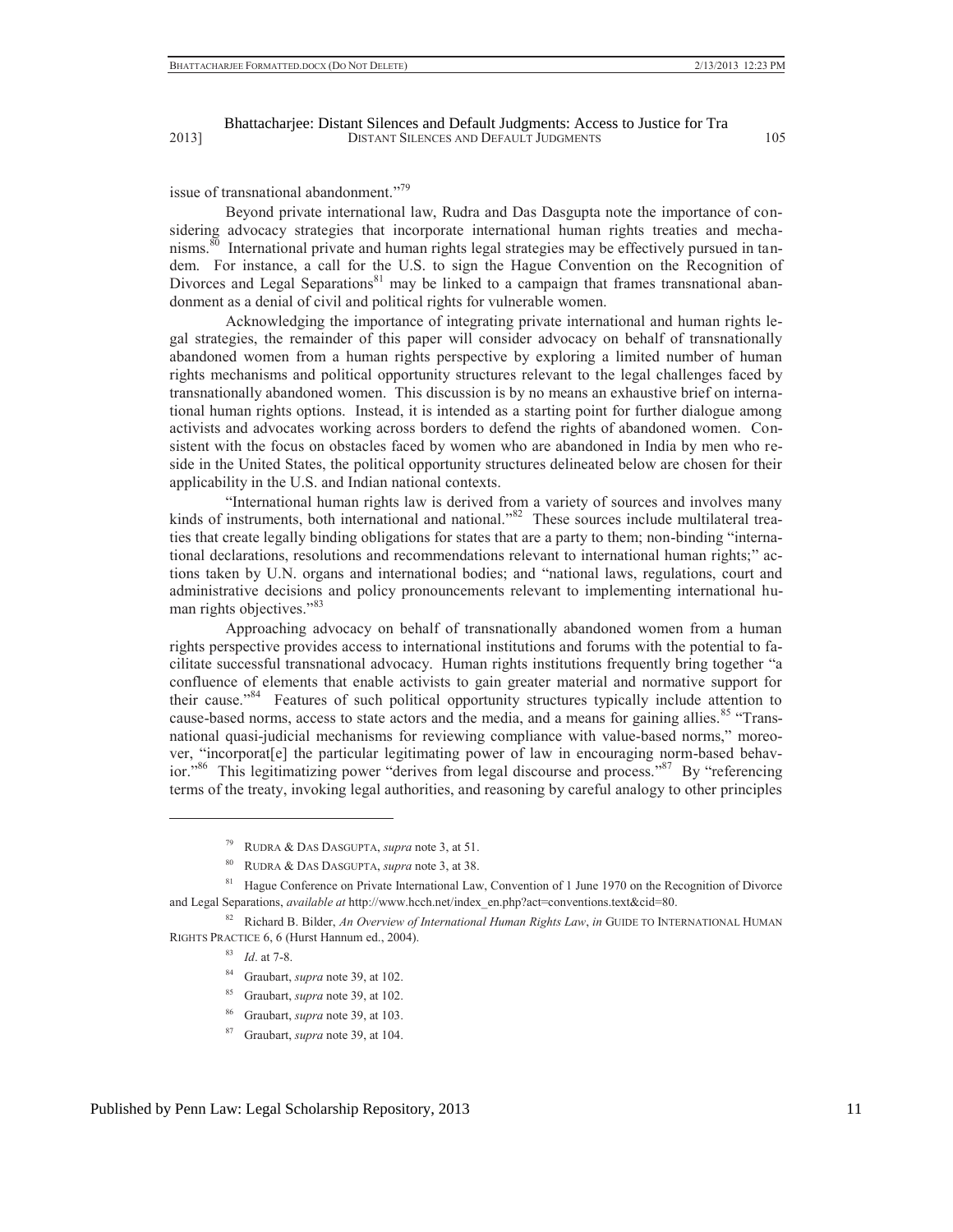issue of transnational abandonment."[79]

Beyond private international law, Rudra and Das Dasgupta note the importance of considering advocacy strategies that incorporate international human rights treaties and mechanisms.[80] International private and human rights legal strategies may be effectively pursued in tandem. For instance, a call for the U.S. to sign the Hague Convention on the Recognition of Divorces and Legal Separations[81] may be linked to a campaign that frames transnational abandonment as a denial of civil and political rights for vulnerable women.

Acknowledging the importance of integrating private international and human rights legal strategies, the remainder of this paper will consider advocacy on behalf of transnationally abandoned women from a human rights perspective by exploring a limited number of human rights mechanisms and political opportunity structures relevant to the legal challenges faced by transnationally abandoned women. This discussion is by no means an exhaustive brief on international human rights options. Instead, it is intended as a starting point for further dialogue among activists and advocates working across borders to defend the rights of abandoned women. Consistent with the focus on obstacles faced by women who are abandoned in India by men who reside in the United States, the political opportunity structures delineated below are chosen for their applicability in the U.S. and Indian national contexts.

"International human rights law is derived from a variety of sources and involves many kinds of instruments, both international and national."[82] These sources include multilateral treaties that create legally binding obligations for states that are a party to them; non-binding "international declarations, resolutions and recommendations relevant to international human rights;" actions taken by U.N. organs and international bodies; and "national laws, regulations, court and administrative decisions and policy pronouncements relevant to implementing international human rights objectives."[83]

Approaching advocacy on behalf of transnationally abandoned women from a human rights perspective provides access to international institutions and forums with the potential to facilitate successful transnational advocacy. Human rights institutions frequently bring together "a confluence of elements that enable activists to gain greater material and normative support for their cause."[84] Features of such political opportunity structures typically include attention to cause-based norms, access to state actors and the media, and a means for gaining allies.[85] "Transnational quasi-judicial mechanisms for reviewing compliance with value-based norms," moreover, "incorporat[e] the particular legitimating power of law in encouraging norm-based behavior."[86] This legitimatizing power "derives from legal discourse and process."[87] By "referencing terms of the treaty, invoking legal authorities, and reasoning by careful analogy to other principles

---

[79] RUDRA & DAS DASGUPTA, *supra* note 3, at 51.

[80] RUDRA & DAS DASGUPTA, *supra* note 3, at 38.

[81] Hague Conference on Private International Law, Convention of 1 June 1970 on the Recognition of Divorce and Legal Separations, *available at* http://www.hcch.net/index_en.php?act=conventions.text&cid=80.

[82] Richard B. Bilder, *An Overview of International Human Rights Law*, *in* GUIDE TO INTERNATIONAL HUMAN RIGHTS PRACTICE 6, 6 (Hurst Hannum ed., 2004).

[83] *Id*. at 7-8.

[84] Graubart, *supra* note 39, at 102.

[85] Graubart, *supra* note 39, at 102.

[86] Graubart, *supra* note 39, at 103.

[87] Graubart, *supra* note 39, at 104.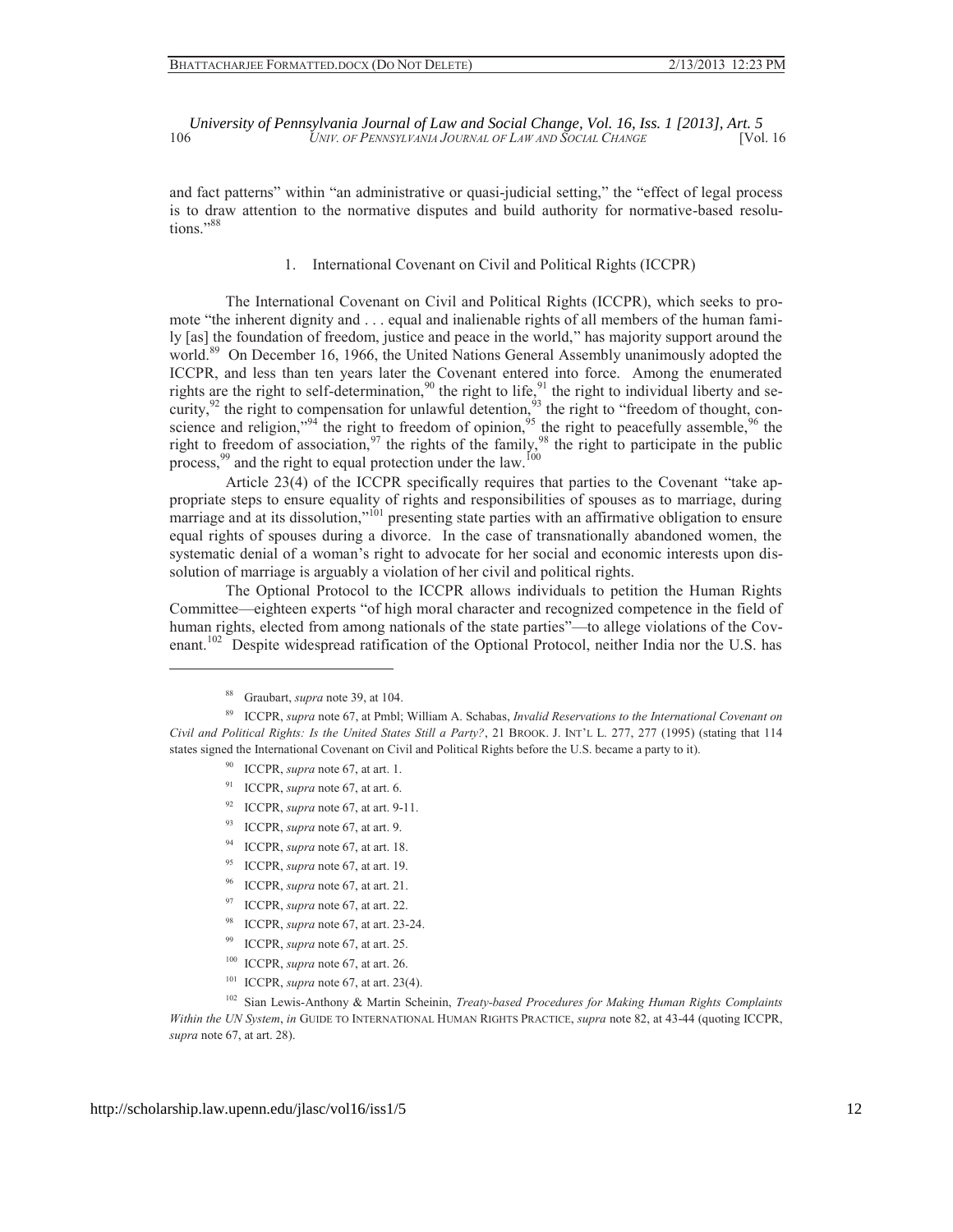and fact patterns" within "an administrative or quasi-judicial setting," the "effect of legal process is to draw attention to the normative disputes and build authority for normative-based resolutions."[88]

### 1. International Covenant on Civil and Political Rights (ICCPR)

The International Covenant on Civil and Political Rights (ICCPR), which seeks to promote "the inherent dignity and . . . equal and inalienable rights of all members of the human family [as] the foundation of freedom, justice and peace in the world," has majority support around the world.[89] On December 16, 1966, the United Nations General Assembly unanimously adopted the ICCPR, and less than ten years later the Covenant entered into force. Among the enumerated rights are the right to self-determination,[90] the right to life,[91] the right to individual liberty and security,[92] the right to compensation for unlawful detention,[93] the right to "freedom of thought, conscience and religion,"[94] the right to freedom of opinion,[95] the right to peacefully assemble,[96] the right to freedom of association,[97] the rights of the family,[98] the right to participate in the public process,[99] and the right to equal protection under the law.[100]

Article 23(4) of the ICCPR specifically requires that parties to the Covenant "take appropriate steps to ensure equality of rights and responsibilities of spouses as to marriage, during marriage and at its dissolution,"[101] presenting state parties with an affirmative obligation to ensure equal rights of spouses during a divorce. In the case of transnationally abandoned women, the systematic denial of a woman's right to advocate for her social and economic interests upon dissolution of marriage is arguably a violation of her civil and political rights.

The Optional Protocol to the ICCPR allows individuals to petition the Human Rights Committee—eighteen experts "of high moral character and recognized competence in the field of human rights, elected from among nationals of the state parties"—to allege violations of the Covenant.[102] Despite widespread ratification of the Optional Protocol, neither India nor the U.S. has

---

[88] Graubart, *supra* note 39, at 104.

[89] ICCPR, *supra* note 67, at Pmbl; William A. Schabas, *Invalid Reservations to the International Covenant on Civil and Political Rights: Is the United States Still a Party?*, 21 BROOK. J. INT'L L. 277, 277 (1995) (stating that 114 states signed the International Covenant on Civil and Political Rights before the U.S. became a party to it).

[90] ICCPR, *supra* note 67, at art. 1.

[91] ICCPR, *supra* note 67, at art. 6.

[92] ICCPR, *supra* note 67, at art. 9-11.

[93] ICCPR, *supra* note 67, at art. 9.

[94] ICCPR, *supra* note 67, at art. 18.

[95] ICCPR, *supra* note 67, at art. 19.

[96] ICCPR, *supra* note 67, at art. 21.

[97] ICCPR, *supra* note 67, at art. 22.

[98] ICCPR, *supra* note 67, at art. 23-24.

[99] ICCPR, *supra* note 67, at art. 25.

[100] ICCPR, *supra* note 67, at art. 26.

[101] ICCPR, *supra* note 67, at art. 23(4).

[102] Sian Lewis-Anthony & Martin Scheinin, *Treaty-based Procedures for Making Human Rights Complaints Within the UN System*, *in* GUIDE TO INTERNATIONAL HUMAN RIGHTS PRACTICE, *supra* note 82, at 43-44 (quoting ICCPR, *supra* note 67, at art. 28).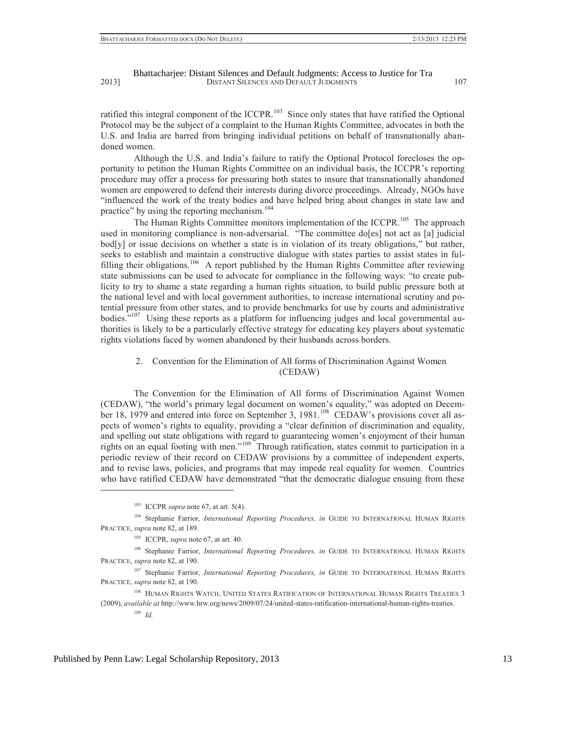ratified this integral component of the ICCPR.[103] Since only states that have ratified the Optional Protocol may be the subject of a complaint to the Human Rights Committee, advocates in both the U.S. and India are barred from bringing individual petitions on behalf of transnationally abandoned women.

Although the U.S. and India's failure to ratify the Optional Protocol forecloses the opportunity to petition the Human Rights Committee on an individual basis, the ICCPR's reporting procedure may offer a process for pressuring both states to insure that transnationally abandoned women are empowered to defend their interests during divorce proceedings. Already, NGOs have "influenced the work of the treaty bodies and have helped bring about changes in state law and practice" by using the reporting mechanism.[104]

The Human Rights Committee monitors implementation of the ICCPR.[105] The approach used in monitoring compliance is non-adversarial. "The committee do[es] not act as [a] judicial bod[y] or issue decisions on whether a state is in violation of its treaty obligations," but rather, seeks to establish and maintain a constructive dialogue with states parties to assist states in fulfilling their obligations.[106] A report published by the Human Rights Committee after reviewing state submissions can be used to advocate for compliance in the following ways: "to create publicity to try to shame a state regarding a human rights situation, to build public pressure both at the national level and with local government authorities, to increase international scrutiny and potential pressure from other states, and to provide benchmarks for use by courts and administrative bodies."[107] Using these reports as a platform for influencing judges and local governmental authorities is likely to be a particularly effective strategy for educating key players about systematic rights violations faced by women abandoned by their husbands across borders.

### 2. Convention for the Elimination of All forms of Discrimination Against Women (CEDAW)

The Convention for the Elimination of All forms of Discrimination Against Women (CEDAW), "the world's primary legal document on women's equality," was adopted on December 18, 1979 and entered into force on September 3, 1981.[108] CEDAW's provisions cover all aspects of women's rights to equality, providing a "clear definition of discrimination and equality, and spelling out state obligations with regard to guaranteeing women's enjoyment of their human rights on an equal footing with men."[109] Through ratification, states commit to participation in a periodic review of their record on CEDAW provisions by a committee of independent experts, and to revise laws, policies, and programs that may impede real equality for women. Countries who have ratified CEDAW have demonstrated "that the democratic dialogue ensuing from these

---

[103] ICCPR *supra* note 67, at art. 5(4).

[104] Stephanie Farrior, *International Reporting Procedures, in* GUIDE TO INTERNATIONAL HUMAN RIGHTS PRACTICE, *supra* note 82, at 189.

[105] ICCPR, *supra* note 67, at art. 40.

[106] Stephanie Farrior, *International Reporting Procedures, in* GUIDE TO INTERNATIONAL HUMAN RIGHTS PRACTICE, *supra* note 82, at 190.

[107] Stephanie Farrior, *International Reporting Procedures, in* GUIDE TO INTERNATIONAL HUMAN RIGHTS PRACTICE, *supra* note 82, at 190.

[108] HUMAN RIGHTS WATCH, UNITED STATES RATIFICATION OF INTERNATIONAL HUMAN RIGHTS TREATIES 3 (2009), *available at* http://www.hrw.org/news/2009/07/24/united-states-ratification-international-human-rights-treaties.

[109] *Id.*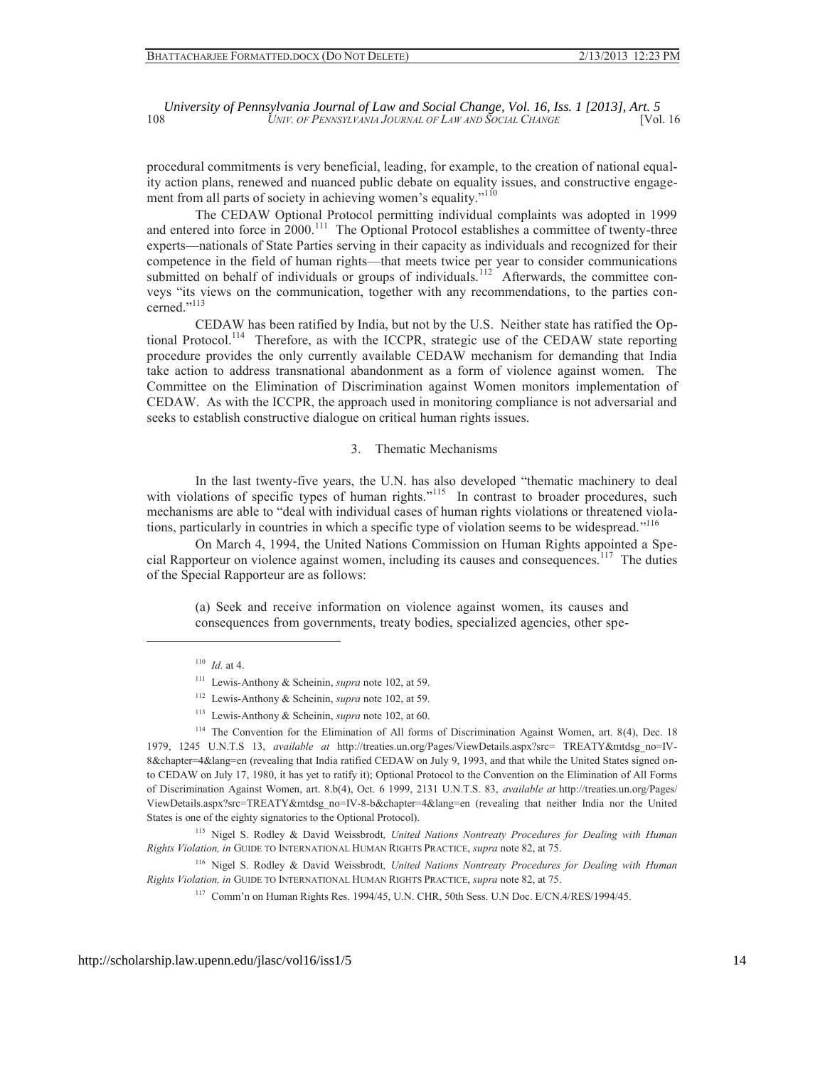procedural commitments is very beneficial, leading, for example, to the creation of national equality action plans, renewed and nuanced public debate on equality issues, and constructive engagement from all parts of society in achieving women's equality."[110]

The CEDAW Optional Protocol permitting individual complaints was adopted in 1999 and entered into force in 2000.[111] The Optional Protocol establishes a committee of twenty-three experts—nationals of State Parties serving in their capacity as individuals and recognized for their competence in the field of human rights—that meets twice per year to consider communications submitted on behalf of individuals or groups of individuals.[112] Afterwards, the committee conveys "its views on the communication, together with any recommendations, to the parties concerned."[113]

CEDAW has been ratified by India, but not by the U.S. Neither state has ratified the Optional Protocol.[114] Therefore, as with the ICCPR, strategic use of the CEDAW state reporting procedure provides the only currently available CEDAW mechanism for demanding that India take action to address transnational abandonment as a form of violence against women. The Committee on the Elimination of Discrimination against Women monitors implementation of CEDAW. As with the ICCPR, the approach used in monitoring compliance is not adversarial and seeks to establish constructive dialogue on critical human rights issues.

### 3. Thematic Mechanisms

In the last twenty-five years, the U.N. has also developed "thematic machinery to deal with violations of specific types of human rights."[115] In contrast to broader procedures, such mechanisms are able to "deal with individual cases of human rights violations or threatened violations, particularly in countries in which a specific type of violation seems to be widespread."[116]

On March 4, 1994, the United Nations Commission on Human Rights appointed a Special Rapporteur on violence against women, including its causes and consequences.[117] The duties of the Special Rapporteur are as follows:

> (a) Seek and receive information on violence against women, its causes and consequences from governments, treaty bodies, specialized agencies, other spe-

---

[110] *Id.* at 4.

[111] Lewis-Anthony & Scheinin, *supra* note 102, at 59.

[112] Lewis-Anthony & Scheinin, *supra* note 102, at 59.

[113] Lewis-Anthony & Scheinin, *supra* note 102, at 60.

[114] The Convention for the Elimination of All forms of Discrimination Against Women, art. 8(4), Dec. 18 1979, 1245 U.N.T.S 13, *available at* http://treaties.un.org/Pages/ViewDetails.aspx?src= TREATY&mtdsg_no=IV-8&chapter=4&lang=en (revealing that India ratified CEDAW on July 9, 1993, and that while the United States signed onto CEDAW on July 17, 1980, it has yet to ratify it); Optional Protocol to the Convention on the Elimination of All Forms of Discrimination Against Women, art. 8.b(4), Oct. 6 1999, 2131 U.N.T.S. 83, *available at* http://treaties.un.org/Pages/ViewDetails.aspx?src=TREATY&mtdsg_no=IV-8-b&chapter=4&lang=en (revealing that neither India nor the United States is one of the eighty signatories to the Optional Protocol).

[115] Nigel S. Rodley & David Weissbrodt*, United Nations Nontreaty Procedures for Dealing with Human Rights Violation, in* GUIDE TO INTERNATIONAL HUMAN RIGHTS PRACTICE, *supra* note 82, at 75.

[116] Nigel S. Rodley & David Weissbrodt*, United Nations Nontreaty Procedures for Dealing with Human Rights Violation, in* GUIDE TO INTERNATIONAL HUMAN RIGHTS PRACTICE, *supra* note 82, at 75.

[117] Comm'n on Human Rights Res. 1994/45, U.N. CHR, 50th Sess. U.N Doc. E/CN.4/RES/1994/45.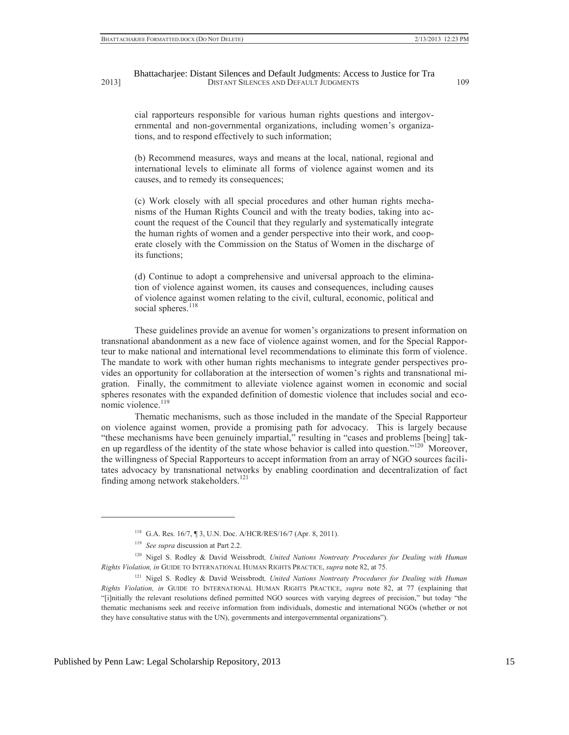cial rapporteurs responsible for various human rights questions and intergovernmental and non-governmental organizations, including women's organizations, and to respond effectively to such information;

> (b) Recommend measures, ways and means at the local, national, regional and international levels to eliminate all forms of violence against women and its causes, and to remedy its consequences;
>
> (c) Work closely with all special procedures and other human rights mechanisms of the Human Rights Council and with the treaty bodies, taking into account the request of the Council that they regularly and systematically integrate the human rights of women and a gender perspective into their work, and cooperate closely with the Commission on the Status of Women in the discharge of its functions;
>
> (d) Continue to adopt a comprehensive and universal approach to the elimination of violence against women, its causes and consequences, including causes of violence against women relating to the civil, cultural, economic, political and social spheres.[118]

These guidelines provide an avenue for women's organizations to present information on transnational abandonment as a new face of violence against women, and for the Special Rapporteur to make national and international level recommendations to eliminate this form of violence. The mandate to work with other human rights mechanisms to integrate gender perspectives provides an opportunity for collaboration at the intersection of women's rights and transnational migration. Finally, the commitment to alleviate violence against women in economic and social spheres resonates with the expanded definition of domestic violence that includes social and economic violence.[119]

Thematic mechanisms, such as those included in the mandate of the Special Rapporteur on violence against women, provide a promising path for advocacy. This is largely because "these mechanisms have been genuinely impartial," resulting in "cases and problems [being] taken up regardless of the identity of the state whose behavior is called into question."[120] Moreover, the willingness of Special Rapporteurs to accept information from an array of NGO sources facilitates advocacy by transnational networks by enabling coordination and decentralization of fact finding among network stakeholders.[121]

---

[118] G.A. Res. 16/7, ¶ 3, U.N. Doc. A/HRC/RES/16/7 (Apr. 8, 2011).

[119] *See supra* discussion at Part 2.2.

[120] Nigel S. Rodley & David Weissbrodt*, United Nations Nontreaty Procedures for Dealing with Human Rights Violation, in* GUIDE TO INTERNATIONAL HUMAN RIGHTS PRACTICE, *supra* note 82, at 75.

[121] Nigel S. Rodley & David Weissbrodt*, United Nations Nontreaty Procedures for Dealing with Human Rights Violation, in* GUIDE TO INTERNATIONAL HUMAN RIGHTS PRACTICE, *supra* note 82, at 77 (explaining that "[i]nitially the relevant resolutions defined permitted NGO sources with varying degrees of precision," but today "the thematic mechanisms seek and receive information from individuals, domestic and international NGOs (whether or not they have consultative status with the UN), governments and intergovernmental organizations").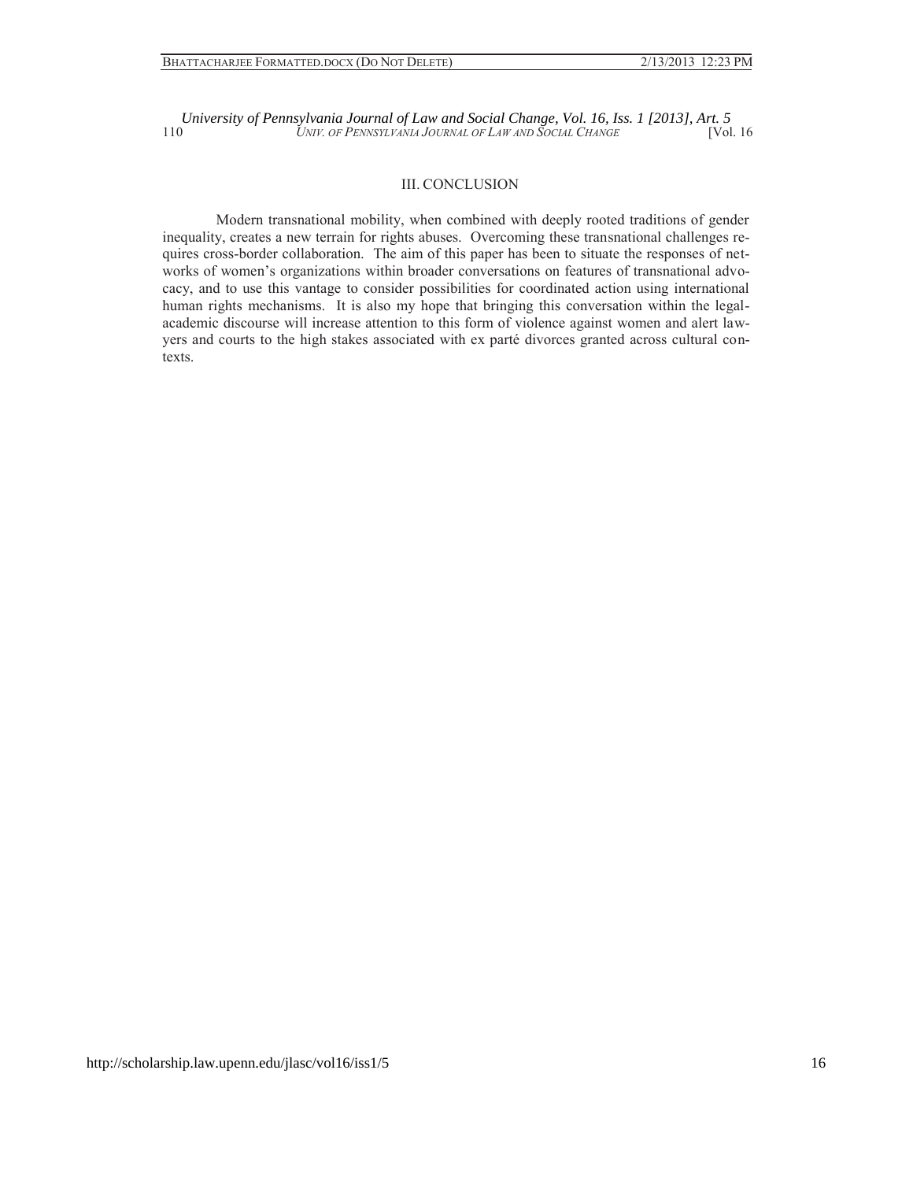## III. CONCLUSION

Modern transnational mobility, when combined with deeply rooted traditions of gender inequality, creates a new terrain for rights abuses. Overcoming these transnational challenges requires cross-border collaboration. The aim of this paper has been to situate the responses of networks of women's organizations within broader conversations on features of transnational advocacy, and to use this vantage to consider possibilities for coordinated action using international human rights mechanisms. It is also my hope that bringing this conversation within the legal-academic discourse will increase attention to this form of violence against women and alert lawyers and courts to the high stakes associated with ex parté divorces granted across cultural contexts.